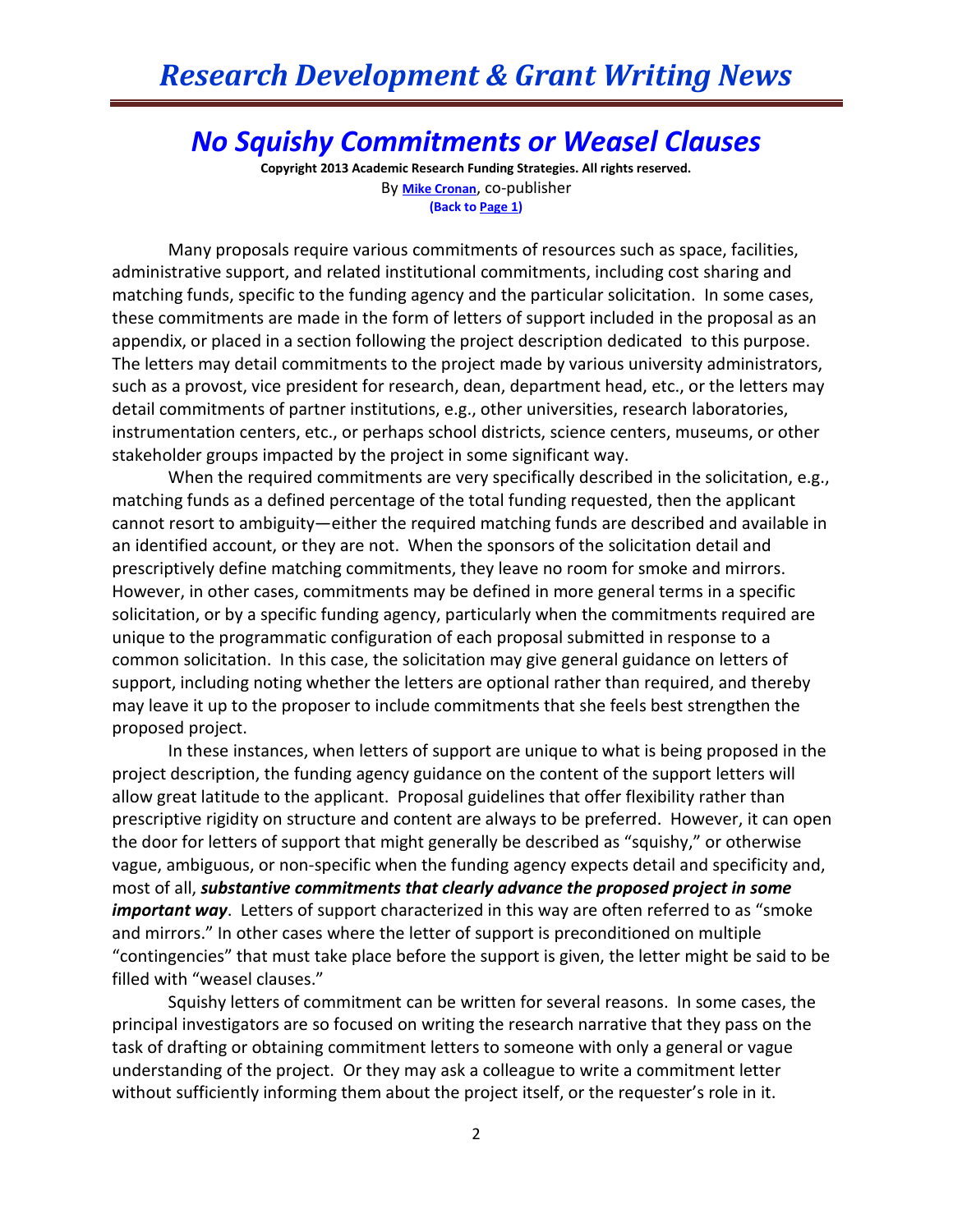# No Squishy Commitments or Weasel Clauses

**Copyright 2013 Academic Research Funding Strategies. All rights reserved.**

By Mike Cronan, co-publisher

**(Back to Page 1)**

Many proposals require various commitments of resources such as space, facilities, administrative support, and related institutional commitments, including cost sharing and matching funds, specific to the funding agency and the particular solicitation. In some cases, these commitments are made in the form of letters of support included in the proposal as an appendix, or placed in a section following the project description dedicated to this purpose. The letters may detail commitments to the project made by various university administrators, such as a provost, vice president for research, dean, department head, etc., or the letters may detail commitments of partner institutions, e.g., other universities, research laboratories, instrumentation centers, etc., or perhaps school districts, science centers, museums, or other stakeholder groups impacted by the project in some significant way.

When the required commitments are very specifically described in the solicitation, e.g., matching funds as a defined percentage of the total funding requested, then the applicant cannot resort to ambiguity—either the required matching funds are described and available in an identified account, or they are not. When the sponsors of the solicitation detail and prescriptively define matching commitments, they leave no room for smoke and mirrors. However, in other cases, commitments may be defined in more general terms in a specific solicitation, or by a specific funding agency, particularly when the commitments required are unique to the programmatic configuration of each proposal submitted in response to a common solicitation. In this case, the solicitation may give general guidance on letters of support, including noting whether the letters are optional rather than required, and thereby may leave it up to the proposer to include commitments that she feels best strengthen the proposed project.

In these instances, when letters of support are unique to what is being proposed in the project description, the funding agency guidance on the content of the support letters will allow great latitude to the applicant. Proposal guidelines that offer flexibility rather than prescriptive rigidity on structure and content are always to be preferred. However, it can open the door for letters of support that might generally be described as "squishy," or otherwise vague, ambiguous, or non-specific when the funding agency expects detail and specificity and, most of all, ***substantive commitments that clearly advance the proposed project in some important way***. Letters of support characterized in this way are often referred to as "smoke and mirrors." In other cases where the letter of support is preconditioned on multiple "contingencies" that must take place before the support is given, the letter might be said to be filled with "weasel clauses."

Squishy letters of commitment can be written for several reasons. In some cases, the principal investigators are so focused on writing the research narrative that they pass on the task of drafting or obtaining commitment letters to someone with only a general or vague understanding of the project. Or they may ask a colleague to write a commitment letter without sufficiently informing them about the project itself, or the requester's role in it.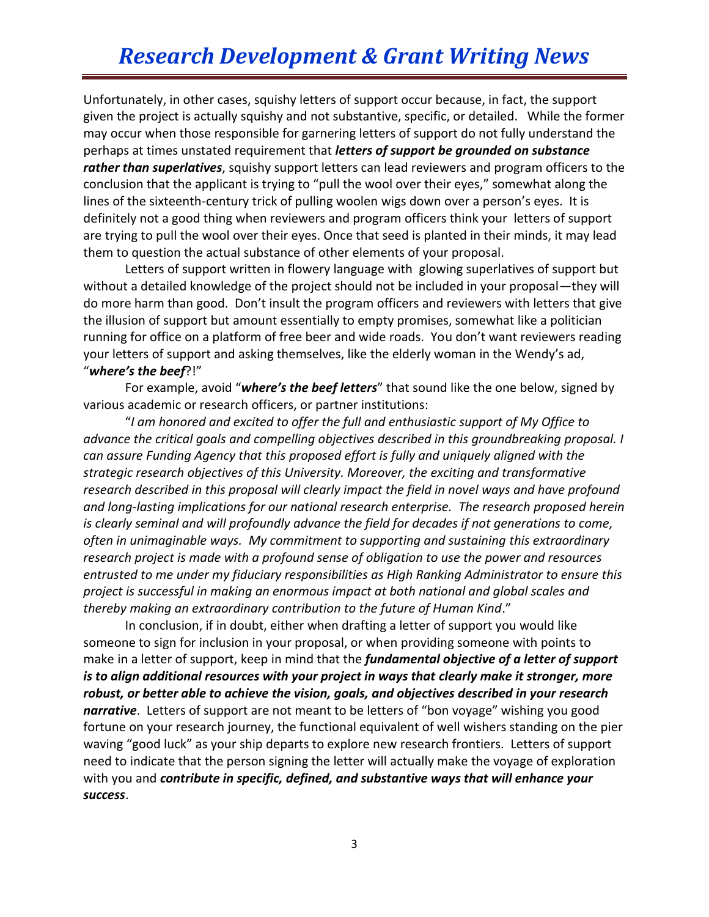Unfortunately, in other cases, squishy letters of support occur because, in fact, the support given the project is actually squishy and not substantive, specific, or detailed. While the former may occur when those responsible for garnering letters of support do not fully understand the perhaps at times unstated requirement that ***letters of support be grounded on substance rather than superlatives***, squishy support letters can lead reviewers and program officers to the conclusion that the applicant is trying to "pull the wool over their eyes," somewhat along the lines of the sixteenth-century trick of pulling woolen wigs down over a person's eyes. It is definitely not a good thing when reviewers and program officers think your letters of support are trying to pull the wool over their eyes. Once that seed is planted in their minds, it may lead them to question the actual substance of other elements of your proposal.

Letters of support written in flowery language with glowing superlatives of support but without a detailed knowledge of the project should not be included in your proposal—they will do more harm than good. Don't insult the program officers and reviewers with letters that give the illusion of support but amount essentially to empty promises, somewhat like a politician running for office on a platform of free beer and wide roads. You don't want reviewers reading your letters of support and asking themselves, like the elderly woman in the Wendy's ad, "***where's the beef***?!"

For example, avoid "***where's the beef letters***" that sound like the one below, signed by various academic or research officers, or partner institutions:

"*I am honored and excited to offer the full and enthusiastic support of My Office to advance the critical goals and compelling objectives described in this groundbreaking proposal. I can assure Funding Agency that this proposed effort is fully and uniquely aligned with the strategic research objectives of this University. Moreover, the exciting and transformative research described in this proposal will clearly impact the field in novel ways and have profound and long-lasting implications for our national research enterprise. The research proposed herein is clearly seminal and will profoundly advance the field for decades if not generations to come, often in unimaginable ways. My commitment to supporting and sustaining this extraordinary research project is made with a profound sense of obligation to use the power and resources entrusted to me under my fiduciary responsibilities as High Ranking Administrator to ensure this project is successful in making an enormous impact at both national and global scales and thereby making an extraordinary contribution to the future of Human Kind*."

In conclusion, if in doubt, either when drafting a letter of support you would like someone to sign for inclusion in your proposal, or when providing someone with points to make in a letter of support, keep in mind that the ***fundamental objective of a letter of support is to align additional resources with your project in ways that clearly make it stronger, more robust, or better able to achieve the vision, goals, and objectives described in your research narrative***. Letters of support are not meant to be letters of "bon voyage" wishing you good fortune on your research journey, the functional equivalent of well wishers standing on the pier waving "good luck" as your ship departs to explore new research frontiers. Letters of support need to indicate that the person signing the letter will actually make the voyage of exploration with you and ***contribute in specific, defined, and substantive ways that will enhance your success***.